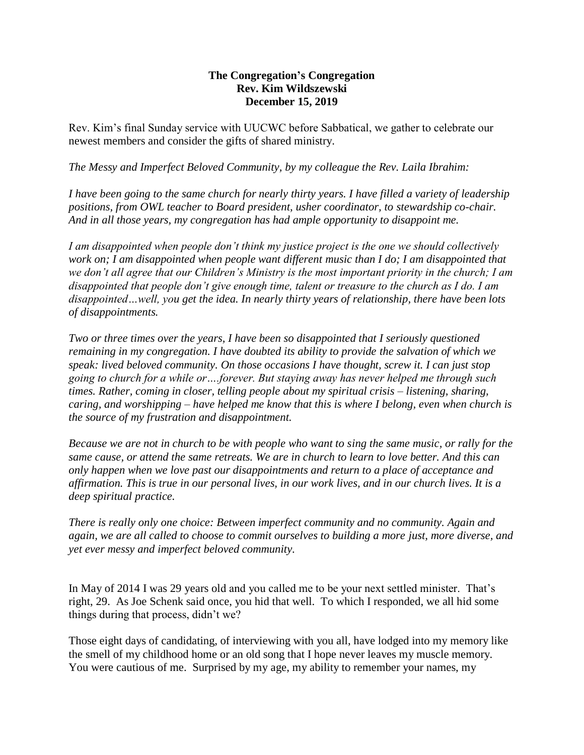**The Congregation's Congregation**
**Rev. Kim Wildszewski**
**December 15, 2019**

Rev. Kim's final Sunday service with UUCWC before Sabbatical, we gather to celebrate our newest members and consider the gifts of shared ministry.

*The Messy and Imperfect Beloved Community, by my colleague the Rev. Laila Ibrahim:*

*I have been going to the same church for nearly thirty years. I have filled a variety of leadership positions, from OWL teacher to Board president, usher coordinator, to stewardship co-chair. And in all those years, my congregation has had ample opportunity to disappoint me.*

*I am disappointed when people don't think my justice project is the one we should collectively work on; I am disappointed when people want different music than I do; I am disappointed that we don't all agree that our Children's Ministry is the most important priority in the church; I am disappointed that people don't give enough time, talent or treasure to the church as I do. I am disappointed…well, you get the idea. In nearly thirty years of relationship, there have been lots of disappointments.*

*Two or three times over the years, I have been so disappointed that I seriously questioned remaining in my congregation. I have doubted its ability to provide the salvation of which we speak: lived beloved community. On those occasions I have thought, screw it. I can just stop going to church for a while or….forever. But staying away has never helped me through such times. Rather, coming in closer, telling people about my spiritual crisis – listening, sharing, caring, and worshipping – have helped me know that this is where I belong, even when church is the source of my frustration and disappointment.*

*Because we are not in church to be with people who want to sing the same music, or rally for the same cause, or attend the same retreats. We are in church to learn to love better. And this can only happen when we love past our disappointments and return to a place of acceptance and affirmation. This is true in our personal lives, in our work lives, and in our church lives. It is a deep spiritual practice.*

*There is really only one choice: Between imperfect community and no community. Again and again, we are all called to choose to commit ourselves to building a more just, more diverse, and yet ever messy and imperfect beloved community.*

In May of 2014 I was 29 years old and you called me to be your next settled minister. That's right, 29. As Joe Schenk said once, you hid that well. To which I responded, we all hid some things during that process, didn't we?

Those eight days of candidating, of interviewing with you all, have lodged into my memory like the smell of my childhood home or an old song that I hope never leaves my muscle memory. You were cautious of me. Surprised by my age, my ability to remember your names, my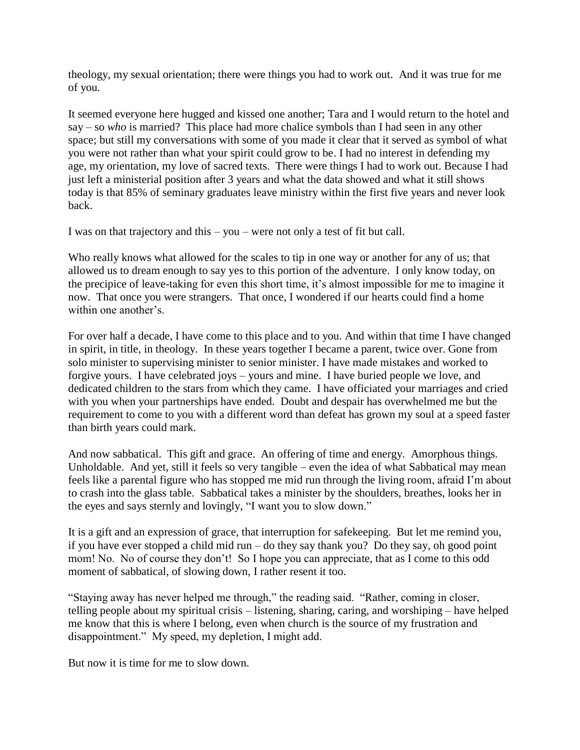theology, my sexual orientation; there were things you had to work out. And it was true for me of you.

It seemed everyone here hugged and kissed one another; Tara and I would return to the hotel and say – so *who* is married? This place had more chalice symbols than I had seen in any other space; but still my conversations with some of you made it clear that it served as symbol of what you were not rather than what your spirit could grow to be. I had no interest in defending my age, my orientation, my love of sacred texts. There were things I had to work out. Because I had just left a ministerial position after 3 years and what the data showed and what it still shows today is that 85% of seminary graduates leave ministry within the first five years and never look back.

I was on that trajectory and this – you – were not only a test of fit but call.

Who really knows what allowed for the scales to tip in one way or another for any of us; that allowed us to dream enough to say yes to this portion of the adventure. I only know today, on the precipice of leave-taking for even this short time, it's almost impossible for me to imagine it now. That once you were strangers. That once, I wondered if our hearts could find a home within one another's.

For over half a decade, I have come to this place and to you. And within that time I have changed in spirit, in title, in theology. In these years together I became a parent, twice over. Gone from solo minister to supervising minister to senior minister. I have made mistakes and worked to forgive yours. I have celebrated joys – yours and mine. I have buried people we love, and dedicated children to the stars from which they came. I have officiated your marriages and cried with you when your partnerships have ended. Doubt and despair has overwhelmed me but the requirement to come to you with a different word than defeat has grown my soul at a speed faster than birth years could mark.

And now sabbatical. This gift and grace. An offering of time and energy. Amorphous things. Unholdable. And yet, still it feels so very tangible – even the idea of what Sabbatical may mean feels like a parental figure who has stopped me mid run through the living room, afraid I'm about to crash into the glass table. Sabbatical takes a minister by the shoulders, breathes, looks her in the eyes and says sternly and lovingly, "I want you to slow down."

It is a gift and an expression of grace, that interruption for safekeeping. But let me remind you, if you have ever stopped a child mid run – do they say thank you? Do they say, oh good point mom! No. No of course they don't! So I hope you can appreciate, that as I come to this odd moment of sabbatical, of slowing down, I rather resent it too.

"Staying away has never helped me through," the reading said. "Rather, coming in closer, telling people about my spiritual crisis – listening, sharing, caring, and worshiping – have helped me know that this is where I belong, even when church is the source of my frustration and disappointment." My speed, my depletion, I might add.

But now it is time for me to slow down.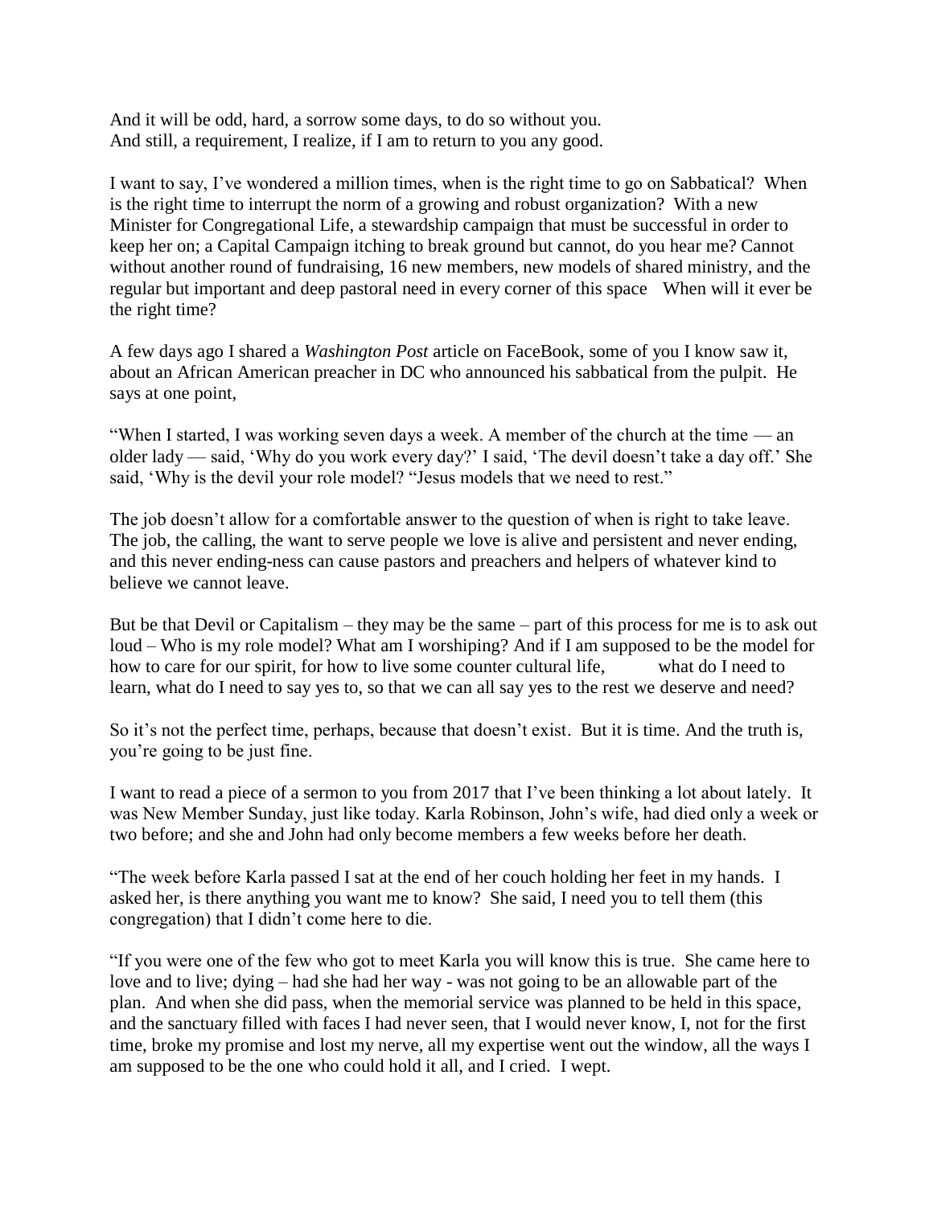And it will be odd, hard, a sorrow some days, to do so without you.
And still, a requirement, I realize, if I am to return to you any good.

I want to say, I've wondered a million times, when is the right time to go on Sabbatical? When is the right time to interrupt the norm of a growing and robust organization? With a new Minister for Congregational Life, a stewardship campaign that must be successful in order to keep her on; a Capital Campaign itching to break ground but cannot, do you hear me? Cannot without another round of fundraising, 16 new members, new models of shared ministry, and the regular but important and deep pastoral need in every corner of this space When will it ever be the right time?

A few days ago I shared a *Washington Post* article on FaceBook, some of you I know saw it, about an African American preacher in DC who announced his sabbatical from the pulpit. He says at one point,

"When I started, I was working seven days a week. A member of the church at the time — an older lady — said, 'Why do you work every day?' I said, 'The devil doesn't take a day off.' She said, 'Why is the devil your role model? "Jesus models that we need to rest."

The job doesn't allow for a comfortable answer to the question of when is right to take leave. The job, the calling, the want to serve people we love is alive and persistent and never ending, and this never ending-ness can cause pastors and preachers and helpers of whatever kind to believe we cannot leave.

But be that Devil or Capitalism – they may be the same – part of this process for me is to ask out loud – Who is my role model? What am I worshiping? And if I am supposed to be the model for how to care for our spirit, for how to live some counter cultural life, what do I need to learn, what do I need to say yes to, so that we can all say yes to the rest we deserve and need?

So it's not the perfect time, perhaps, because that doesn't exist. But it is time. And the truth is, you're going to be just fine.

I want to read a piece of a sermon to you from 2017 that I've been thinking a lot about lately. It was New Member Sunday, just like today. Karla Robinson, John's wife, had died only a week or two before; and she and John had only become members a few weeks before her death.

"The week before Karla passed I sat at the end of her couch holding her feet in my hands. I asked her, is there anything you want me to know? She said, I need you to tell them (this congregation) that I didn't come here to die.

"If you were one of the few who got to meet Karla you will know this is true. She came here to love and to live; dying – had she had her way - was not going to be an allowable part of the plan. And when she did pass, when the memorial service was planned to be held in this space, and the sanctuary filled with faces I had never seen, that I would never know, I, not for the first time, broke my promise and lost my nerve, all my expertise went out the window, all the ways I am supposed to be the one who could hold it all, and I cried. I wept.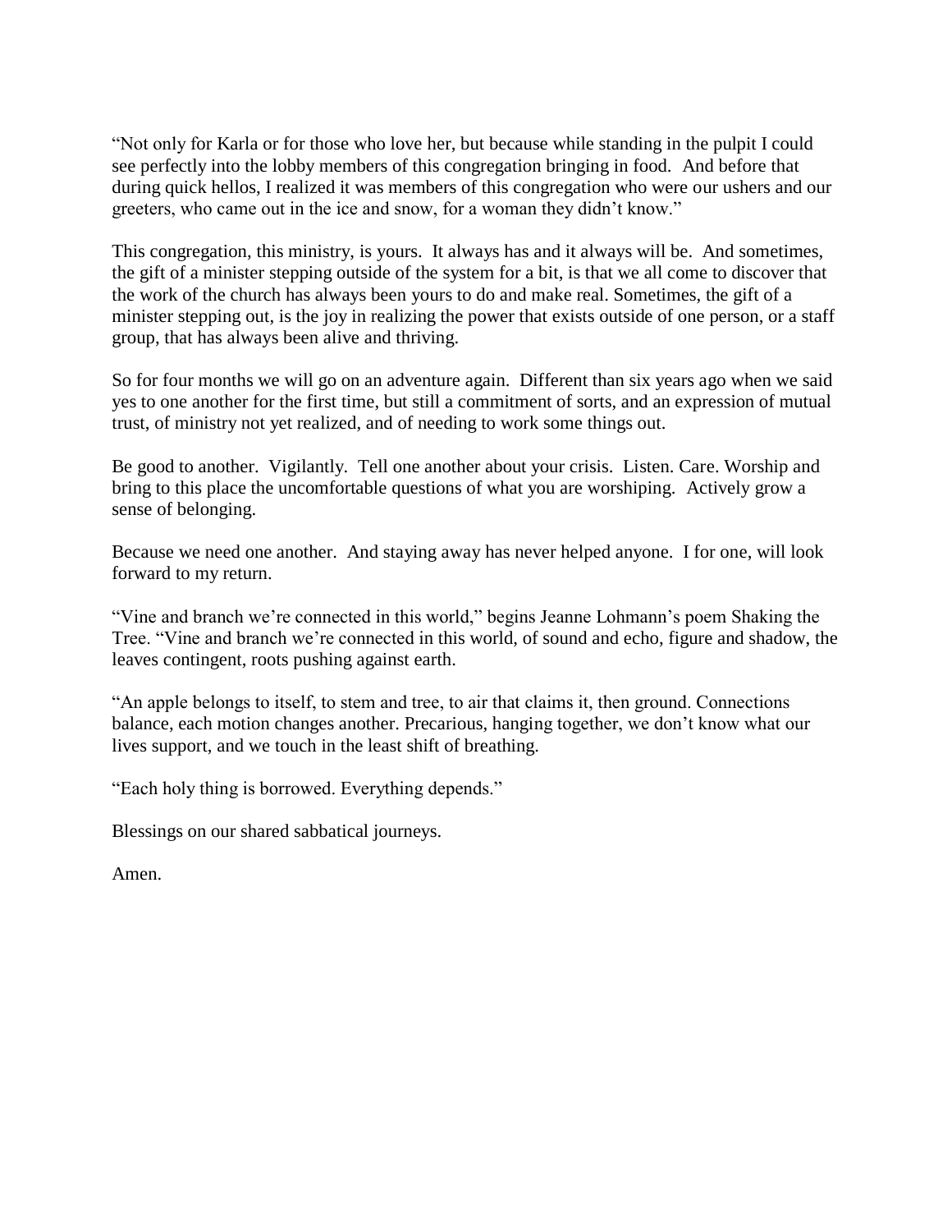"Not only for Karla or for those who love her, but because while standing in the pulpit I could see perfectly into the lobby members of this congregation bringing in food. And before that during quick hellos, I realized it was members of this congregation who were our ushers and our greeters, who came out in the ice and snow, for a woman they didn't know."

This congregation, this ministry, is yours. It always has and it always will be. And sometimes, the gift of a minister stepping outside of the system for a bit, is that we all come to discover that the work of the church has always been yours to do and make real. Sometimes, the gift of a minister stepping out, is the joy in realizing the power that exists outside of one person, or a staff group, that has always been alive and thriving.

So for four months we will go on an adventure again. Different than six years ago when we said yes to one another for the first time, but still a commitment of sorts, and an expression of mutual trust, of ministry not yet realized, and of needing to work some things out.

Be good to another. Vigilantly. Tell one another about your crisis. Listen. Care. Worship and bring to this place the uncomfortable questions of what you are worshiping. Actively grow a sense of belonging.

Because we need one another. And staying away has never helped anyone. I for one, will look forward to my return.

"Vine and branch we're connected in this world," begins Jeanne Lohmann's poem Shaking the Tree. "Vine and branch we're connected in this world, of sound and echo, figure and shadow, the leaves contingent, roots pushing against earth.

"An apple belongs to itself, to stem and tree, to air that claims it, then ground. Connections balance, each motion changes another. Precarious, hanging together, we don't know what our lives support, and we touch in the least shift of breathing.

"Each holy thing is borrowed. Everything depends."

Blessings on our shared sabbatical journeys.

Amen.